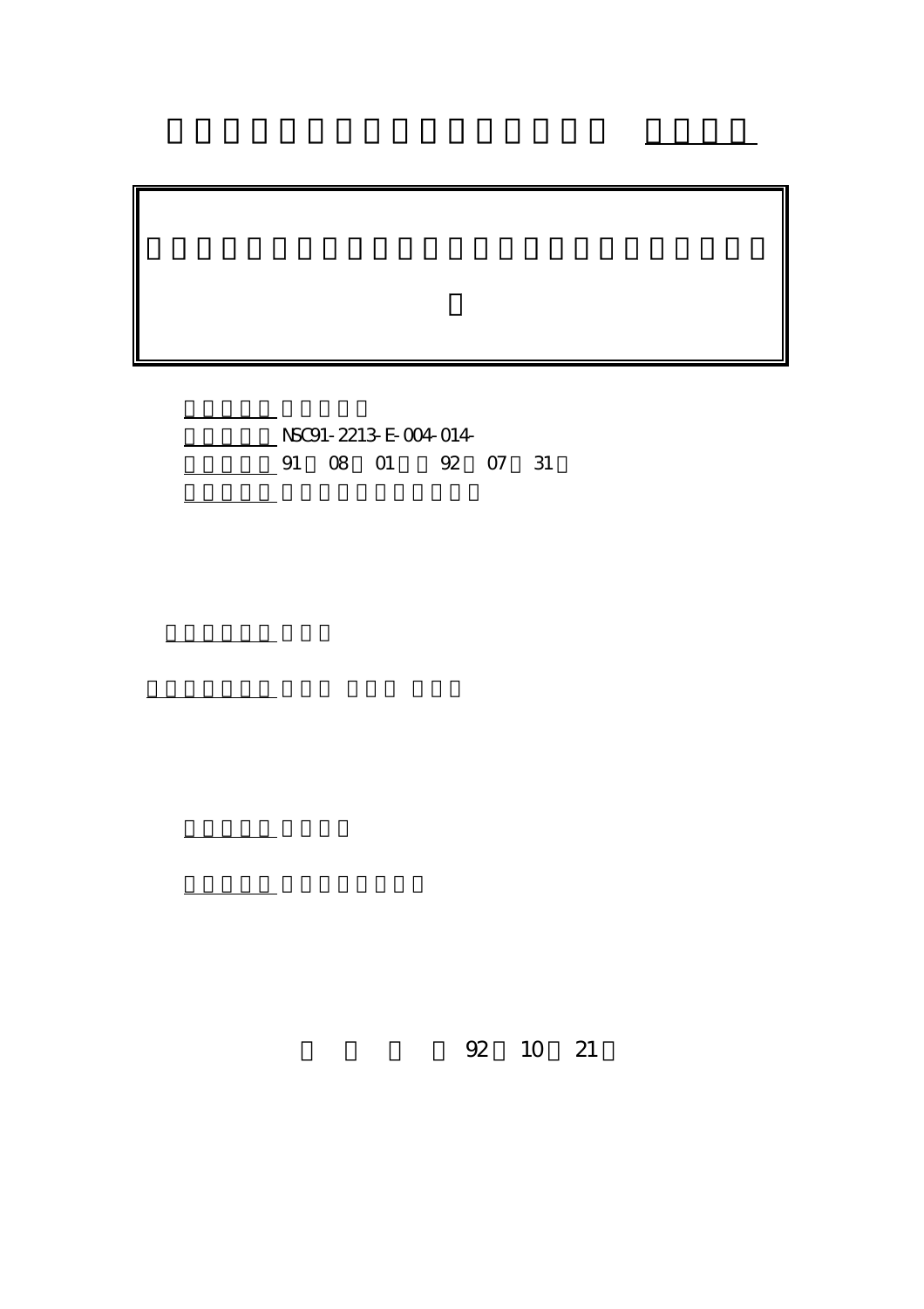NSC91-2213-E-004-014-

91 08 01 92 07 31

92 10 21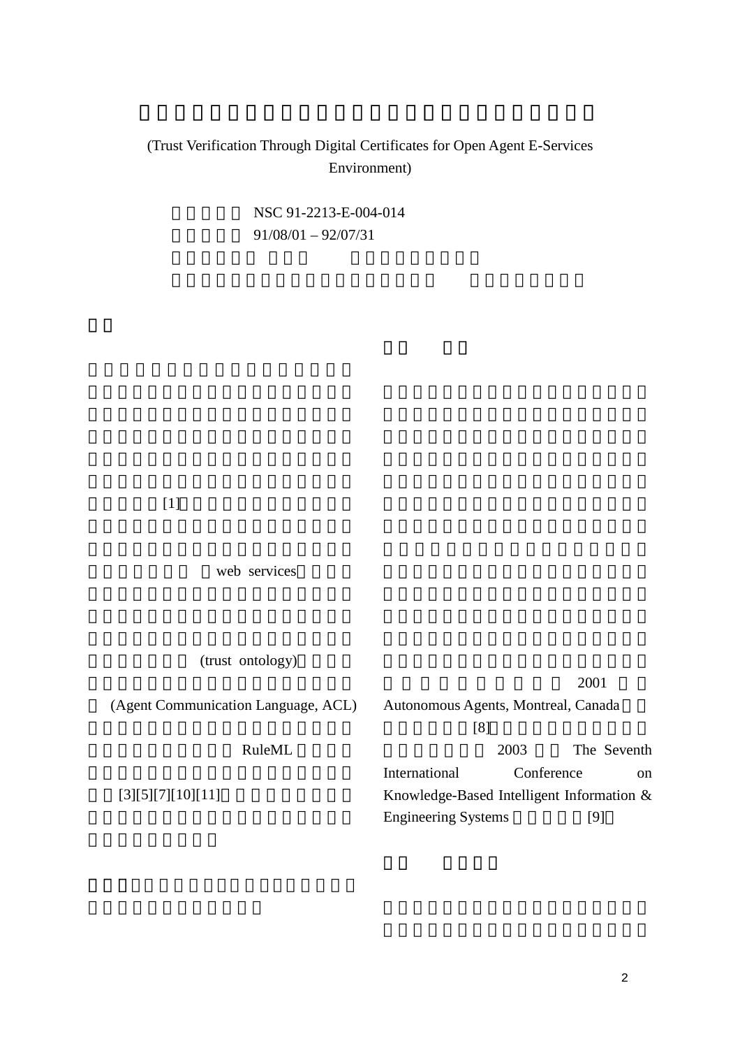(Trust Verification Through Digital Certificates for Open Agent E-Services Environment)

NSC 91-2213-E-004-014

91/08/01 – 92/07/31

[1]

web services

(trust ontology)

(Agent Communication Language, ACL)

RuleML

[3][5][7][10][11]

2001 Autonomous Agents, Montreal, Canada [8]

2003 The Seventh International Conference on Knowledge-Based Intelligent Information & Engineering Systems [9]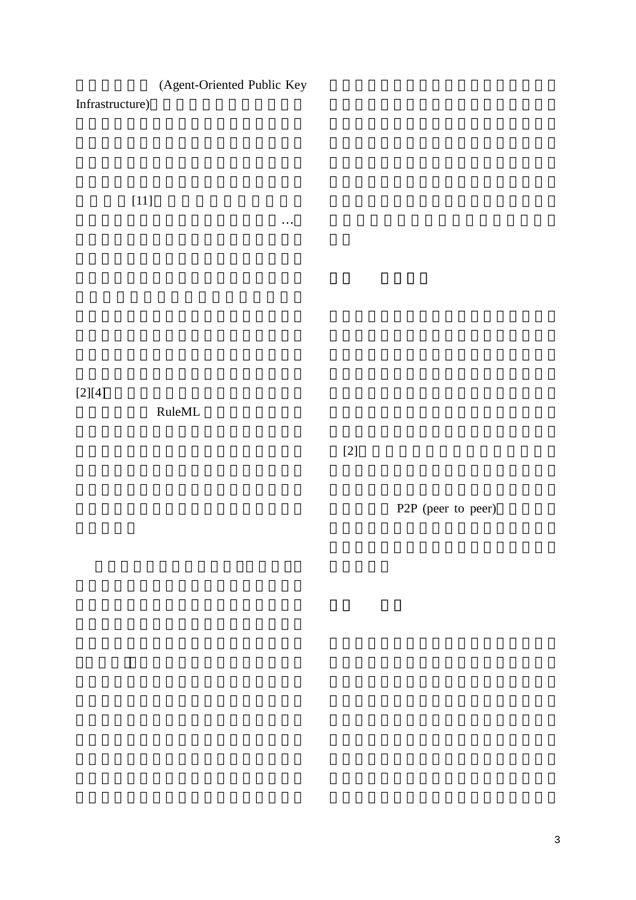(Agent-Oriented Public Key Infrastructure)

[11]

…

[2][4]

RuleML

[2]

P2P (peer to peer)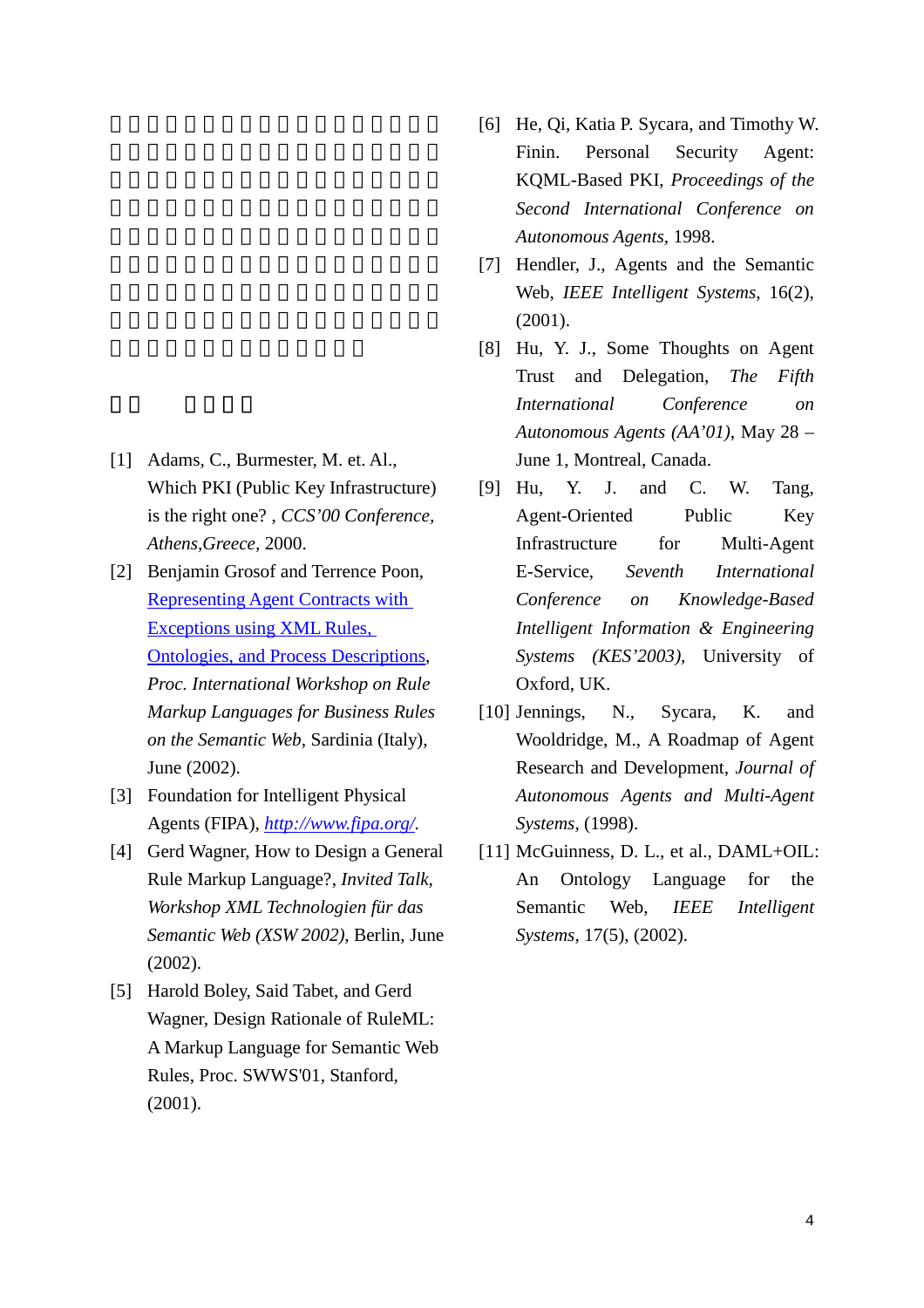[1] Adams, C., Burmester, M. et. Al., Which PKI (Public Key Infrastructure) is the right one? , *CCS'00 Conference, Athens,Greece*, 2000.

[2] Benjamin Grosof and Terrence Poon, Representing Agent Contracts with Exceptions using XML Rules, Ontologies, and Process Descriptions, *Proc. International Workshop on Rule Markup Languages for Business Rules on the Semantic Web*, Sardinia (Italy), June (2002).

[3] Foundation for Intelligent Physical Agents (FIPA), *http://www.fipa.org/*.

[4] Gerd Wagner, How to Design a General Rule Markup Language?, *Invited Talk, Workshop XML Technologien für das Semantic Web (XSW 2002)*, Berlin, June (2002).

[5] Harold Boley, Said Tabet, and Gerd Wagner, Design Rationale of RuleML: A Markup Language for Semantic Web Rules, Proc. SWWS'01, Stanford, (2001).

[6] He, Qi, Katia P. Sycara, and Timothy W. Finin. Personal Security Agent: KQML-Based PKI, *Proceedings of the Second International Conference on Autonomous Agents*, 1998.

[7] Hendler, J., Agents and the Semantic Web, *IEEE Intelligent Systems*, 16(2), (2001).

[8] Hu, Y. J., Some Thoughts on Agent Trust and Delegation, *The Fifth International Conference on Autonomous Agents (AA'01)*, May 28 – June 1, Montreal, Canada.

[9] Hu, Y. J. and C. W. Tang, Agent-Oriented Public Key Infrastructure for Multi-Agent E-Service, *Seventh International Conference on Knowledge-Based Intelligent Information & Engineering Systems (KES'2003)*, University of Oxford, UK.

[10] Jennings, N., Sycara, K. and Wooldridge, M., A Roadmap of Agent Research and Development, *Journal of Autonomous Agents and Multi-Agent Systems*, (1998).

[11] McGuinness, D. L., et al., DAML+OIL: An Ontology Language for the Semantic Web, *IEEE Intelligent Systems*, 17(5), (2002).